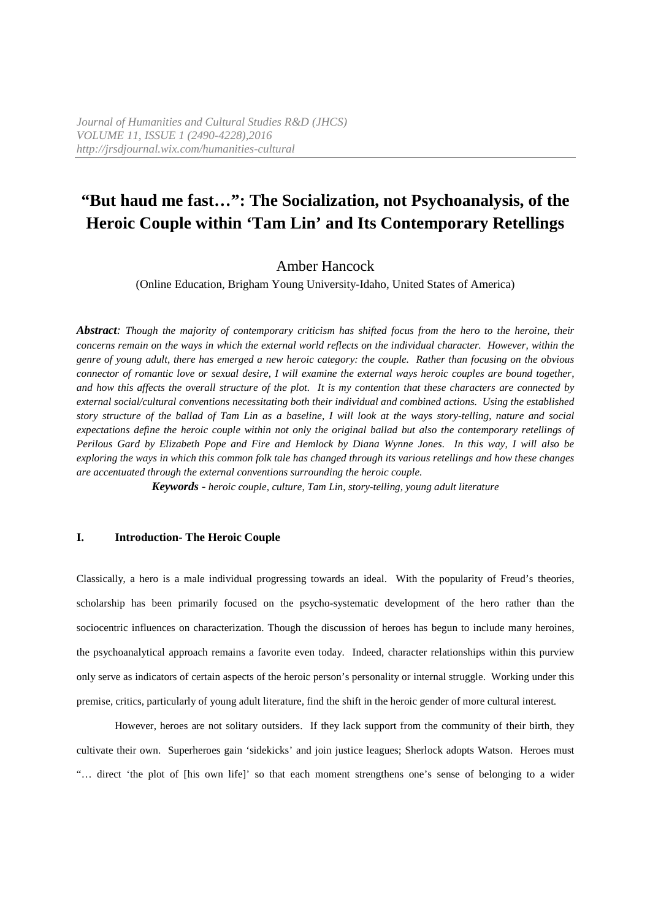# "But haud me fast…": The Socialization, not Psychoanalysis, of the Heroic Couple within 'Tam Lin' and Its Contemporary Retellings

Amber Hancock

(Online Education, Brigham Young University-Idaho, United States of America)

***Abstract**: Though the majority of contemporary criticism has shifted focus from the hero to the heroine, their concerns remain on the ways in which the external world reflects on the individual character. However, within the genre of young adult, there has emerged a new heroic category: the couple. Rather than focusing on the obvious connector of romantic love or sexual desire, I will examine the external ways heroic couples are bound together, and how this affects the overall structure of the plot. It is my contention that these characters are connected by external social/cultural conventions necessitating both their individual and combined actions. Using the established story structure of the ballad of Tam Lin as a baseline, I will look at the ways story-telling, nature and social expectations define the heroic couple within not only the original ballad but also the contemporary retellings of Perilous Gard by Elizabeth Pope and Fire and Hemlock by Diana Wynne Jones. In this way, I will also be exploring the ways in which this common folk tale has changed through its various retellings and how these changes are accentuated through the external conventions surrounding the heroic couple.*

***Keywords** - heroic couple, culture, Tam Lin, story-telling, young adult literature*

## I. Introduction- The Heroic Couple

Classically, a hero is a male individual progressing towards an ideal. With the popularity of Freud's theories, scholarship has been primarily focused on the psycho-systematic development of the hero rather than the sociocentric influences on characterization. Though the discussion of heroes has begun to include many heroines, the psychoanalytical approach remains a favorite even today. Indeed, character relationships within this purview only serve as indicators of certain aspects of the heroic person's personality or internal struggle. Working under this premise, critics, particularly of young adult literature, find the shift in the heroic gender of more cultural interest.

However, heroes are not solitary outsiders. If they lack support from the community of their birth, they cultivate their own. Superheroes gain 'sidekicks' and join justice leagues; Sherlock adopts Watson. Heroes must "… direct 'the plot of [his own life]' so that each moment strengthens one's sense of belonging to a wider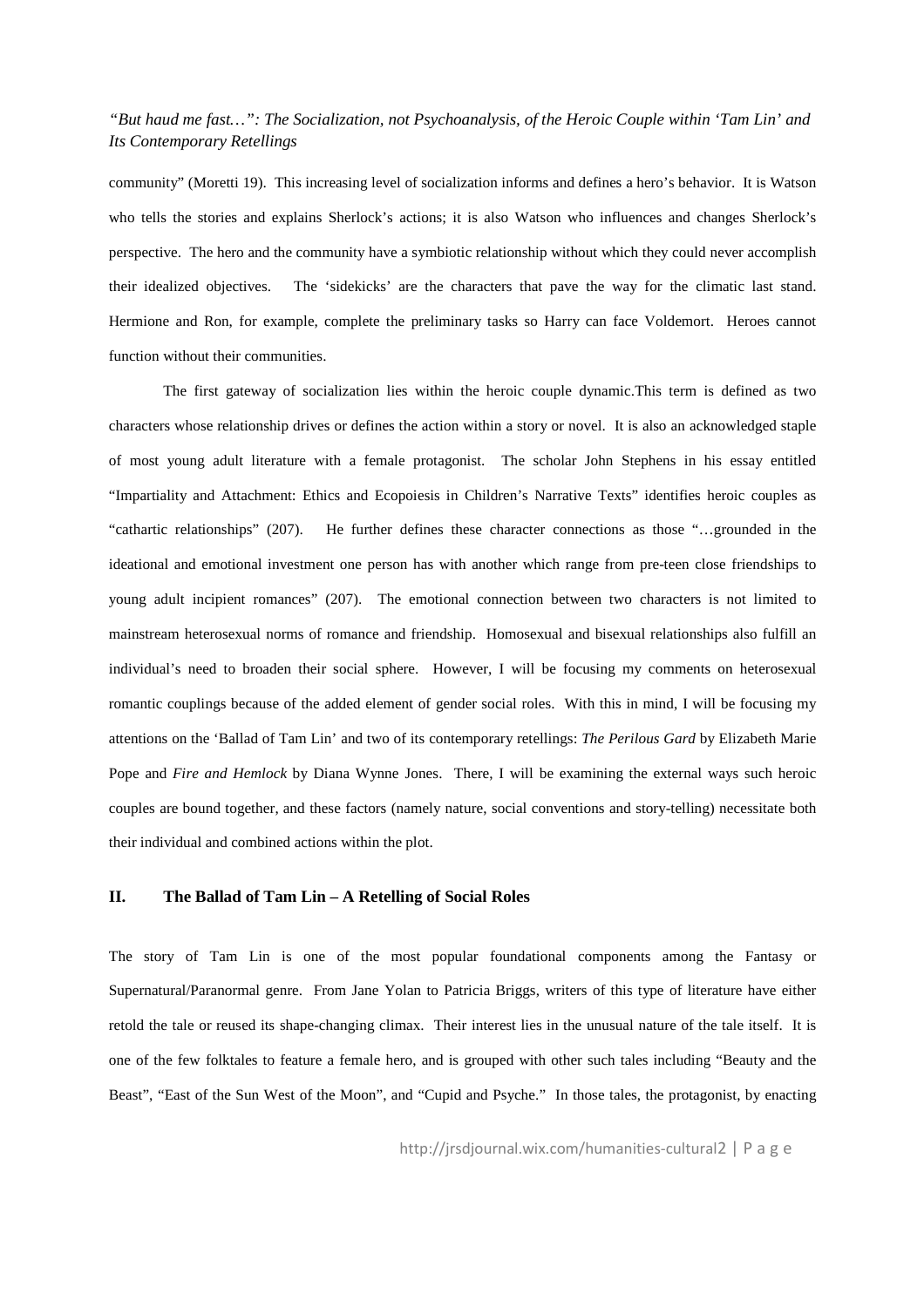community" (Moretti 19). This increasing level of socialization informs and defines a hero's behavior. It is Watson who tells the stories and explains Sherlock's actions; it is also Watson who influences and changes Sherlock's perspective. The hero and the community have a symbiotic relationship without which they could never accomplish their idealized objectives. The 'sidekicks' are the characters that pave the way for the climatic last stand. Hermione and Ron, for example, complete the preliminary tasks so Harry can face Voldemort. Heroes cannot function without their communities.

The first gateway of socialization lies within the heroic couple dynamic.This term is defined as two characters whose relationship drives or defines the action within a story or novel. It is also an acknowledged staple of most young adult literature with a female protagonist. The scholar John Stephens in his essay entitled "Impartiality and Attachment: Ethics and Ecopoiesis in Children's Narrative Texts" identifies heroic couples as "cathartic relationships" (207). He further defines these character connections as those "…grounded in the ideational and emotional investment one person has with another which range from pre-teen close friendships to young adult incipient romances" (207). The emotional connection between two characters is not limited to mainstream heterosexual norms of romance and friendship. Homosexual and bisexual relationships also fulfill an individual's need to broaden their social sphere. However, I will be focusing my comments on heterosexual romantic couplings because of the added element of gender social roles. With this in mind, I will be focusing my attentions on the 'Ballad of Tam Lin' and two of its contemporary retellings: *The Perilous Gard* by Elizabeth Marie Pope and *Fire and Hemlock* by Diana Wynne Jones. There, I will be examining the external ways such heroic couples are bound together, and these factors (namely nature, social conventions and story-telling) necessitate both their individual and combined actions within the plot.

## II. The Ballad of Tam Lin – A Retelling of Social Roles

The story of Tam Lin is one of the most popular foundational components among the Fantasy or Supernatural/Paranormal genre. From Jane Yolan to Patricia Briggs, writers of this type of literature have either retold the tale or reused its shape-changing climax. Their interest lies in the unusual nature of the tale itself. It is one of the few folktales to feature a female hero, and is grouped with other such tales including "Beauty and the Beast", "East of the Sun West of the Moon", and "Cupid and Psyche." In those tales, the protagonist, by enacting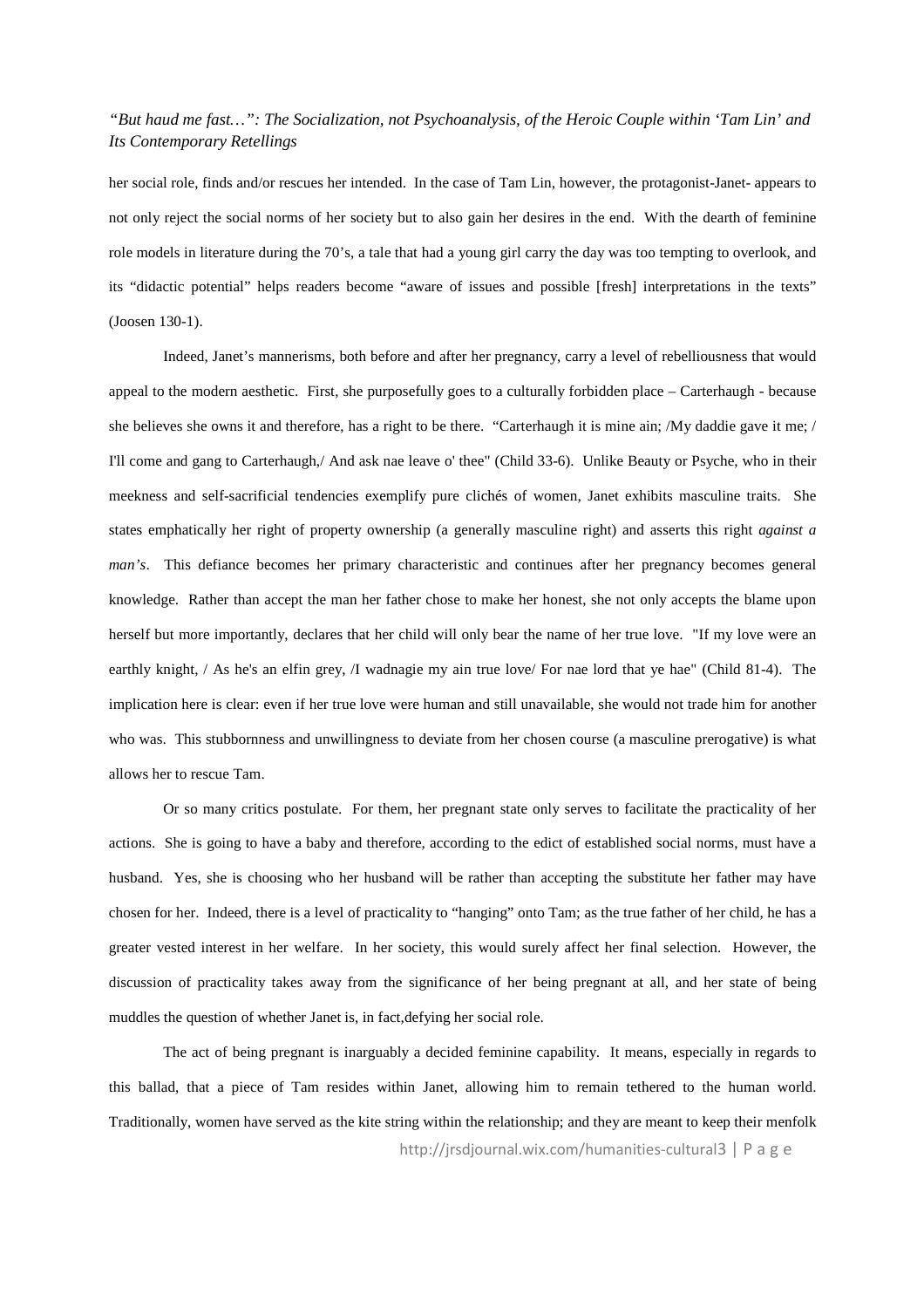her social role, finds and/or rescues her intended. In the case of Tam Lin, however, the protagonist-Janet- appears to not only reject the social norms of her society but to also gain her desires in the end. With the dearth of feminine role models in literature during the 70's, a tale that had a young girl carry the day was too tempting to overlook, and its "didactic potential" helps readers become "aware of issues and possible [fresh] interpretations in the texts" (Joosen 130-1).

Indeed, Janet's mannerisms, both before and after her pregnancy, carry a level of rebelliousness that would appeal to the modern aesthetic. First, she purposefully goes to a culturally forbidden place – Carterhaugh - because she believes she owns it and therefore, has a right to be there. "Carterhaugh it is mine ain; /My daddie gave it me; / I'll come and gang to Carterhaugh,/ And ask nae leave o' thee" (Child 33-6). Unlike Beauty or Psyche, who in their meekness and self-sacrificial tendencies exemplify pure clichés of women, Janet exhibits masculine traits. She states emphatically her right of property ownership (a generally masculine right) and asserts this right *against a man's*. This defiance becomes her primary characteristic and continues after her pregnancy becomes general knowledge. Rather than accept the man her father chose to make her honest, she not only accepts the blame upon herself but more importantly, declares that her child will only bear the name of her true love. "If my love were an earthly knight, / As he's an elfin grey, /I wadnagie my ain true love/ For nae lord that ye hae" (Child 81-4). The implication here is clear: even if her true love were human and still unavailable, she would not trade him for another who was. This stubbornness and unwillingness to deviate from her chosen course (a masculine prerogative) is what allows her to rescue Tam.

Or so many critics postulate. For them, her pregnant state only serves to facilitate the practicality of her actions. She is going to have a baby and therefore, according to the edict of established social norms, must have a husband. Yes, she is choosing who her husband will be rather than accepting the substitute her father may have chosen for her. Indeed, there is a level of practicality to "hanging" onto Tam; as the true father of her child, he has a greater vested interest in her welfare. In her society, this would surely affect her final selection. However, the discussion of practicality takes away from the significance of her being pregnant at all, and her state of being muddles the question of whether Janet is, in fact,defying her social role.

The act of being pregnant is inarguably a decided feminine capability. It means, especially in regards to this ballad, that a piece of Tam resides within Janet, allowing him to remain tethered to the human world. Traditionally, women have served as the kite string within the relationship; and they are meant to keep their menfolk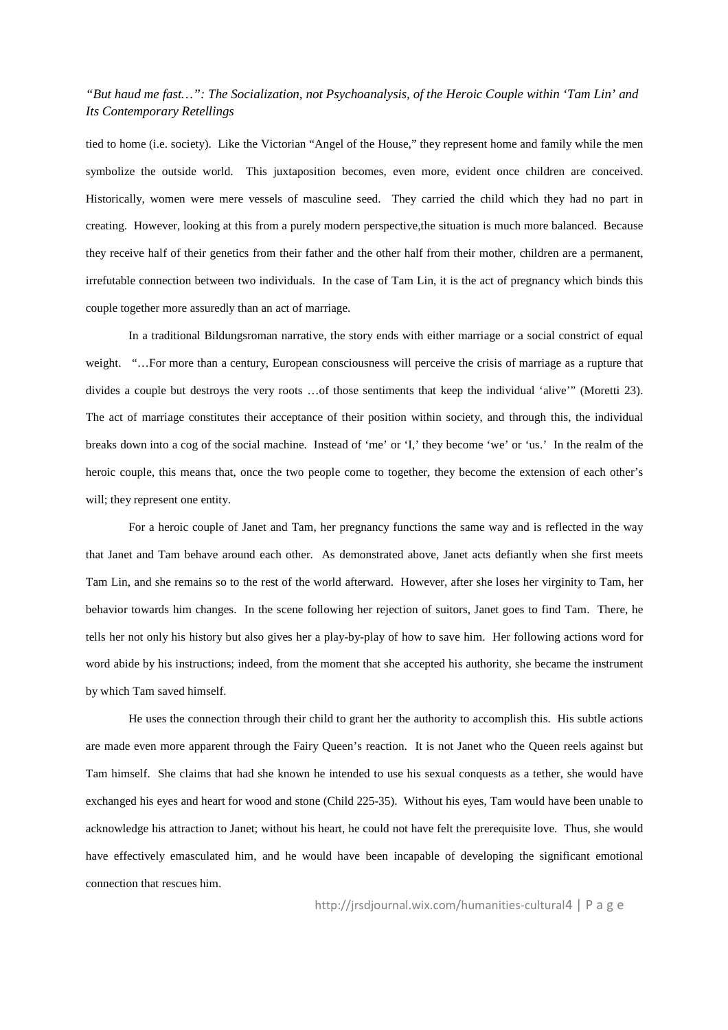tied to home (i.e. society). Like the Victorian "Angel of the House," they represent home and family while the men symbolize the outside world. This juxtaposition becomes, even more, evident once children are conceived. Historically, women were mere vessels of masculine seed. They carried the child which they had no part in creating. However, looking at this from a purely modern perspective,the situation is much more balanced. Because they receive half of their genetics from their father and the other half from their mother, children are a permanent, irrefutable connection between two individuals. In the case of Tam Lin, it is the act of pregnancy which binds this couple together more assuredly than an act of marriage.

In a traditional Bildungsroman narrative, the story ends with either marriage or a social constrict of equal weight. "…For more than a century, European consciousness will perceive the crisis of marriage as a rupture that divides a couple but destroys the very roots …of those sentiments that keep the individual 'alive'" (Moretti 23). The act of marriage constitutes their acceptance of their position within society, and through this, the individual breaks down into a cog of the social machine. Instead of 'me' or 'I,' they become 'we' or 'us.' In the realm of the heroic couple, this means that, once the two people come to together, they become the extension of each other's will; they represent one entity.

For a heroic couple of Janet and Tam, her pregnancy functions the same way and is reflected in the way that Janet and Tam behave around each other. As demonstrated above, Janet acts defiantly when she first meets Tam Lin, and she remains so to the rest of the world afterward. However, after she loses her virginity to Tam, her behavior towards him changes. In the scene following her rejection of suitors, Janet goes to find Tam. There, he tells her not only his history but also gives her a play-by-play of how to save him. Her following actions word for word abide by his instructions; indeed, from the moment that she accepted his authority, she became the instrument by which Tam saved himself.

He uses the connection through their child to grant her the authority to accomplish this. His subtle actions are made even more apparent through the Fairy Queen's reaction. It is not Janet who the Queen reels against but Tam himself. She claims that had she known he intended to use his sexual conquests as a tether, she would have exchanged his eyes and heart for wood and stone (Child 225-35). Without his eyes, Tam would have been unable to acknowledge his attraction to Janet; without his heart, he could not have felt the prerequisite love. Thus, she would have effectively emasculated him, and he would have been incapable of developing the significant emotional connection that rescues him.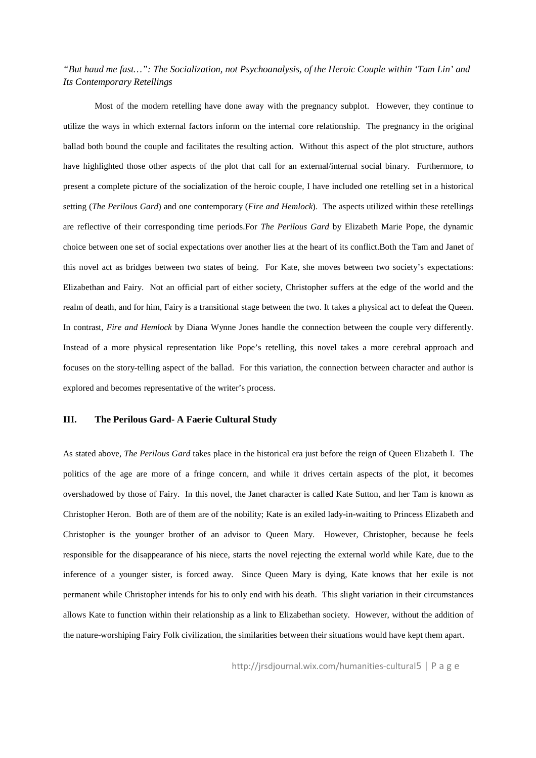*"But haud me fast…": The Socialization, not Psychoanalysis, of the Heroic Couple within 'Tam Lin' and Its Contemporary Retellings*

Most of the modern retelling have done away with the pregnancy subplot. However, they continue to utilize the ways in which external factors inform on the internal core relationship. The pregnancy in the original ballad both bound the couple and facilitates the resulting action. Without this aspect of the plot structure, authors have highlighted those other aspects of the plot that call for an external/internal social binary. Furthermore, to present a complete picture of the socialization of the heroic couple, I have included one retelling set in a historical setting (*The Perilous Gard*) and one contemporary (*Fire and Hemlock*). The aspects utilized within these retellings are reflective of their corresponding time periods.For *The Perilous Gard* by Elizabeth Marie Pope, the dynamic choice between one set of social expectations over another lies at the heart of its conflict.Both the Tam and Janet of this novel act as bridges between two states of being. For Kate, she moves between two society's expectations: Elizabethan and Fairy. Not an official part of either society, Christopher suffers at the edge of the world and the realm of death, and for him, Fairy is a transitional stage between the two. It takes a physical act to defeat the Queen. In contrast, *Fire and Hemlock* by Diana Wynne Jones handle the connection between the couple very differently. Instead of a more physical representation like Pope's retelling, this novel takes a more cerebral approach and focuses on the story-telling aspect of the ballad. For this variation, the connection between character and author is explored and becomes representative of the writer's process.

## III. The Perilous Gard- A Faerie Cultural Study

As stated above, *The Perilous Gard* takes place in the historical era just before the reign of Queen Elizabeth I. The politics of the age are more of a fringe concern, and while it drives certain aspects of the plot, it becomes overshadowed by those of Fairy. In this novel, the Janet character is called Kate Sutton, and her Tam is known as Christopher Heron. Both are of them are of the nobility; Kate is an exiled lady-in-waiting to Princess Elizabeth and Christopher is the younger brother of an advisor to Queen Mary. However, Christopher, because he feels responsible for the disappearance of his niece, starts the novel rejecting the external world while Kate, due to the inference of a younger sister, is forced away. Since Queen Mary is dying, Kate knows that her exile is not permanent while Christopher intends for his to only end with his death. This slight variation in their circumstances allows Kate to function within their relationship as a link to Elizabethan society. However, without the addition of the nature-worshiping Fairy Folk civilization, the similarities between their situations would have kept them apart.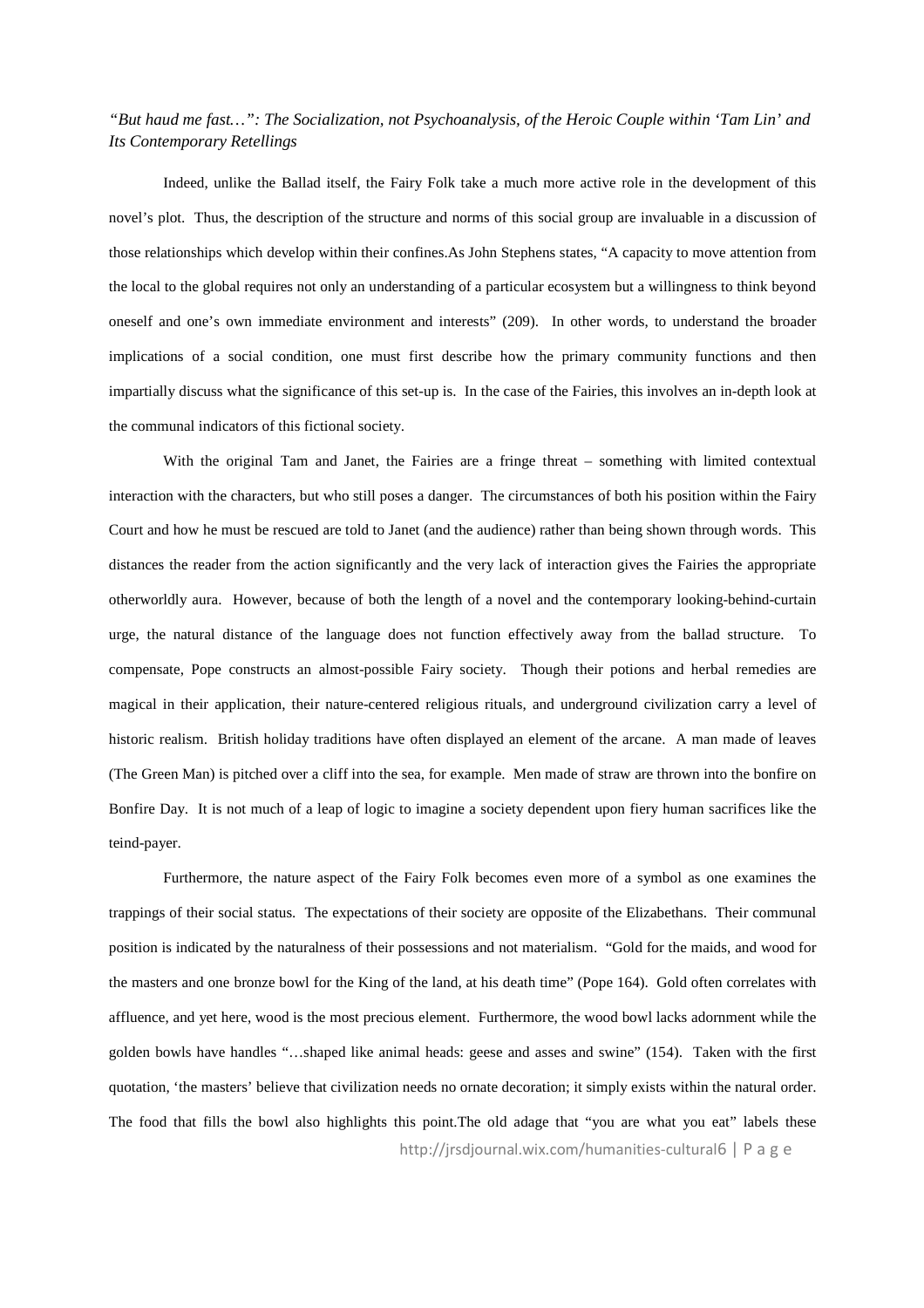Indeed, unlike the Ballad itself, the Fairy Folk take a much more active role in the development of this novel's plot. Thus, the description of the structure and norms of this social group are invaluable in a discussion of those relationships which develop within their confines.As John Stephens states, "A capacity to move attention from the local to the global requires not only an understanding of a particular ecosystem but a willingness to think beyond oneself and one's own immediate environment and interests" (209). In other words, to understand the broader implications of a social condition, one must first describe how the primary community functions and then impartially discuss what the significance of this set-up is. In the case of the Fairies, this involves an in-depth look at the communal indicators of this fictional society.

With the original Tam and Janet, the Fairies are a fringe threat – something with limited contextual interaction with the characters, but who still poses a danger. The circumstances of both his position within the Fairy Court and how he must be rescued are told to Janet (and the audience) rather than being shown through words. This distances the reader from the action significantly and the very lack of interaction gives the Fairies the appropriate otherworldly aura. However, because of both the length of a novel and the contemporary looking-behind-curtain urge, the natural distance of the language does not function effectively away from the ballad structure. To compensate, Pope constructs an almost-possible Fairy society. Though their potions and herbal remedies are magical in their application, their nature-centered religious rituals, and underground civilization carry a level of historic realism. British holiday traditions have often displayed an element of the arcane. A man made of leaves (The Green Man) is pitched over a cliff into the sea, for example. Men made of straw are thrown into the bonfire on Bonfire Day. It is not much of a leap of logic to imagine a society dependent upon fiery human sacrifices like the teind-payer.

Furthermore, the nature aspect of the Fairy Folk becomes even more of a symbol as one examines the trappings of their social status. The expectations of their society are opposite of the Elizabethans. Their communal position is indicated by the naturalness of their possessions and not materialism. "Gold for the maids, and wood for the masters and one bronze bowl for the King of the land, at his death time" (Pope 164). Gold often correlates with affluence, and yet here, wood is the most precious element. Furthermore, the wood bowl lacks adornment while the golden bowls have handles "…shaped like animal heads: geese and asses and swine" (154). Taken with the first quotation, 'the masters' believe that civilization needs no ornate decoration; it simply exists within the natural order. The food that fills the bowl also highlights this point.The old adage that "you are what you eat" labels these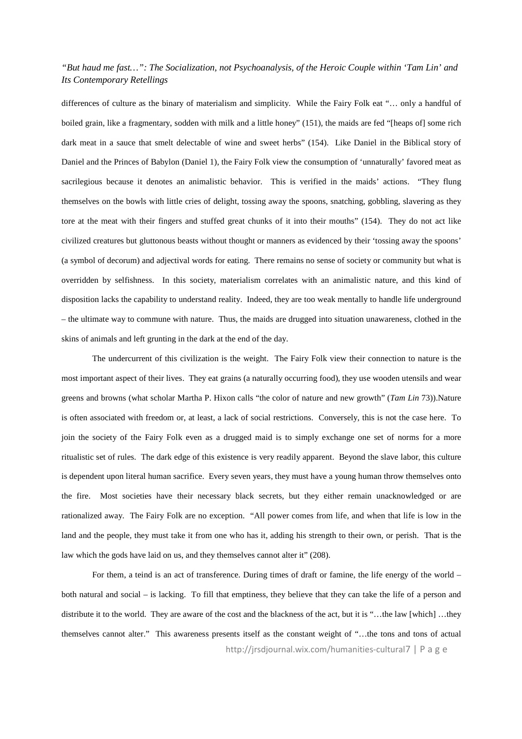differences of culture as the binary of materialism and simplicity. While the Fairy Folk eat "… only a handful of boiled grain, like a fragmentary, sodden with milk and a little honey" (151), the maids are fed "[heaps of] some rich dark meat in a sauce that smelt delectable of wine and sweet herbs" (154). Like Daniel in the Biblical story of Daniel and the Princes of Babylon (Daniel 1), the Fairy Folk view the consumption of 'unnaturally' favored meat as sacrilegious because it denotes an animalistic behavior. This is verified in the maids' actions. "They flung themselves on the bowls with little cries of delight, tossing away the spoons, snatching, gobbling, slavering as they tore at the meat with their fingers and stuffed great chunks of it into their mouths" (154). They do not act like civilized creatures but gluttonous beasts without thought or manners as evidenced by their 'tossing away the spoons' (a symbol of decorum) and adjectival words for eating. There remains no sense of society or community but what is overridden by selfishness. In this society, materialism correlates with an animalistic nature, and this kind of disposition lacks the capability to understand reality. Indeed, they are too weak mentally to handle life underground – the ultimate way to commune with nature. Thus, the maids are drugged into situation unawareness, clothed in the skins of animals and left grunting in the dark at the end of the day.

The undercurrent of this civilization is the weight. The Fairy Folk view their connection to nature is the most important aspect of their lives. They eat grains (a naturally occurring food), they use wooden utensils and wear greens and browns (what scholar Martha P. Hixon calls "the color of nature and new growth" (*Tam Lin* 73)).Nature is often associated with freedom or, at least, a lack of social restrictions. Conversely, this is not the case here. To join the society of the Fairy Folk even as a drugged maid is to simply exchange one set of norms for a more ritualistic set of rules. The dark edge of this existence is very readily apparent. Beyond the slave labor, this culture is dependent upon literal human sacrifice. Every seven years, they must have a young human throw themselves onto the fire. Most societies have their necessary black secrets, but they either remain unacknowledged or are rationalized away. The Fairy Folk are no exception. "All power comes from life, and when that life is low in the land and the people, they must take it from one who has it, adding his strength to their own, or perish. That is the law which the gods have laid on us, and they themselves cannot alter it" (208).

For them, a teind is an act of transference. During times of draft or famine, the life energy of the world – both natural and social – is lacking. To fill that emptiness, they believe that they can take the life of a person and distribute it to the world. They are aware of the cost and the blackness of the act, but it is "…the law [which] …they themselves cannot alter." This awareness presents itself as the constant weight of "…the tons and tons of actual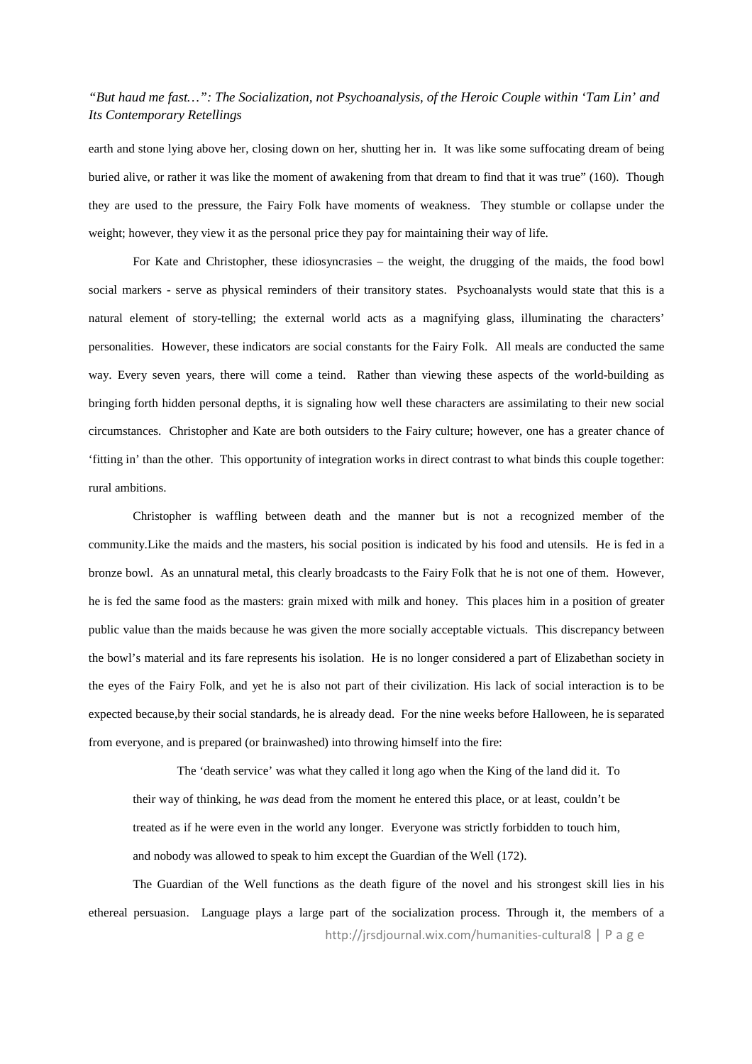earth and stone lying above her, closing down on her, shutting her in. It was like some suffocating dream of being buried alive, or rather it was like the moment of awakening from that dream to find that it was true" (160). Though they are used to the pressure, the Fairy Folk have moments of weakness. They stumble or collapse under the weight; however, they view it as the personal price they pay for maintaining their way of life.

For Kate and Christopher, these idiosyncrasies – the weight, the drugging of the maids, the food bowl social markers - serve as physical reminders of their transitory states. Psychoanalysts would state that this is a natural element of story-telling; the external world acts as a magnifying glass, illuminating the characters' personalities. However, these indicators are social constants for the Fairy Folk. All meals are conducted the same way. Every seven years, there will come a teind. Rather than viewing these aspects of the world-building as bringing forth hidden personal depths, it is signaling how well these characters are assimilating to their new social circumstances. Christopher and Kate are both outsiders to the Fairy culture; however, one has a greater chance of 'fitting in' than the other. This opportunity of integration works in direct contrast to what binds this couple together: rural ambitions.

Christopher is waffling between death and the manner but is not a recognized member of the community.Like the maids and the masters, his social position is indicated by his food and utensils. He is fed in a bronze bowl. As an unnatural metal, this clearly broadcasts to the Fairy Folk that he is not one of them. However, he is fed the same food as the masters: grain mixed with milk and honey. This places him in a position of greater public value than the maids because he was given the more socially acceptable victuals. This discrepancy between the bowl's material and its fare represents his isolation. He is no longer considered a part of Elizabethan society in the eyes of the Fairy Folk, and yet he is also not part of their civilization. His lack of social interaction is to be expected because,by their social standards, he is already dead. For the nine weeks before Halloween, he is separated from everyone, and is prepared (or brainwashed) into throwing himself into the fire:

> The 'death service' was what they called it long ago when the King of the land did it. To their way of thinking, he *was* dead from the moment he entered this place, or at least, couldn't be treated as if he were even in the world any longer. Everyone was strictly forbidden to touch him, and nobody was allowed to speak to him except the Guardian of the Well (172).

The Guardian of the Well functions as the death figure of the novel and his strongest skill lies in his ethereal persuasion. Language plays a large part of the socialization process. Through it, the members of a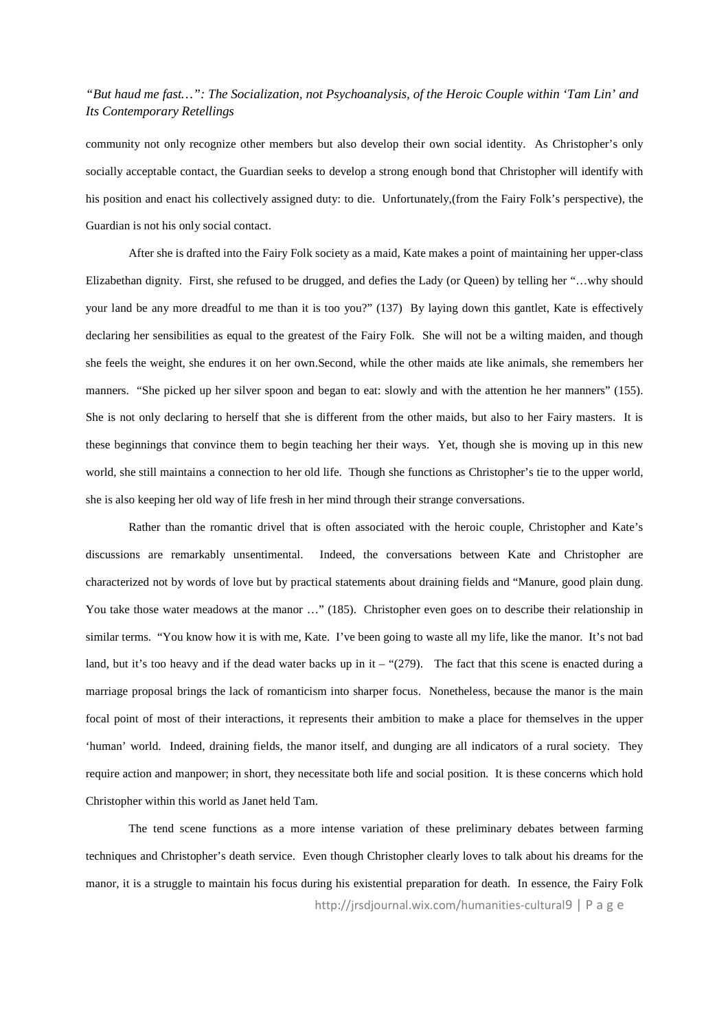community not only recognize other members but also develop their own social identity. As Christopher's only socially acceptable contact, the Guardian seeks to develop a strong enough bond that Christopher will identify with his position and enact his collectively assigned duty: to die. Unfortunately,(from the Fairy Folk's perspective), the Guardian is not his only social contact.

After she is drafted into the Fairy Folk society as a maid, Kate makes a point of maintaining her upper-class Elizabethan dignity. First, she refused to be drugged, and defies the Lady (or Queen) by telling her "…why should your land be any more dreadful to me than it is too you?" (137) By laying down this gantlet, Kate is effectively declaring her sensibilities as equal to the greatest of the Fairy Folk. She will not be a wilting maiden, and though she feels the weight, she endures it on her own.Second, while the other maids ate like animals, she remembers her manners. "She picked up her silver spoon and began to eat: slowly and with the attention he her manners" (155). She is not only declaring to herself that she is different from the other maids, but also to her Fairy masters. It is these beginnings that convince them to begin teaching her their ways. Yet, though she is moving up in this new world, she still maintains a connection to her old life. Though she functions as Christopher's tie to the upper world, she is also keeping her old way of life fresh in her mind through their strange conversations.

Rather than the romantic drivel that is often associated with the heroic couple, Christopher and Kate's discussions are remarkably unsentimental. Indeed, the conversations between Kate and Christopher are characterized not by words of love but by practical statements about draining fields and "Manure, good plain dung. You take those water meadows at the manor …" (185). Christopher even goes on to describe their relationship in similar terms. "You know how it is with me, Kate. I've been going to waste all my life, like the manor. It's not bad land, but it's too heavy and if the dead water backs up in it – "(279). The fact that this scene is enacted during a marriage proposal brings the lack of romanticism into sharper focus. Nonetheless, because the manor is the main focal point of most of their interactions, it represents their ambition to make a place for themselves in the upper 'human' world. Indeed, draining fields, the manor itself, and dunging are all indicators of a rural society. They require action and manpower; in short, they necessitate both life and social position. It is these concerns which hold Christopher within this world as Janet held Tam.

The tend scene functions as a more intense variation of these preliminary debates between farming techniques and Christopher's death service. Even though Christopher clearly loves to talk about his dreams for the manor, it is a struggle to maintain his focus during his existential preparation for death. In essence, the Fairy Folk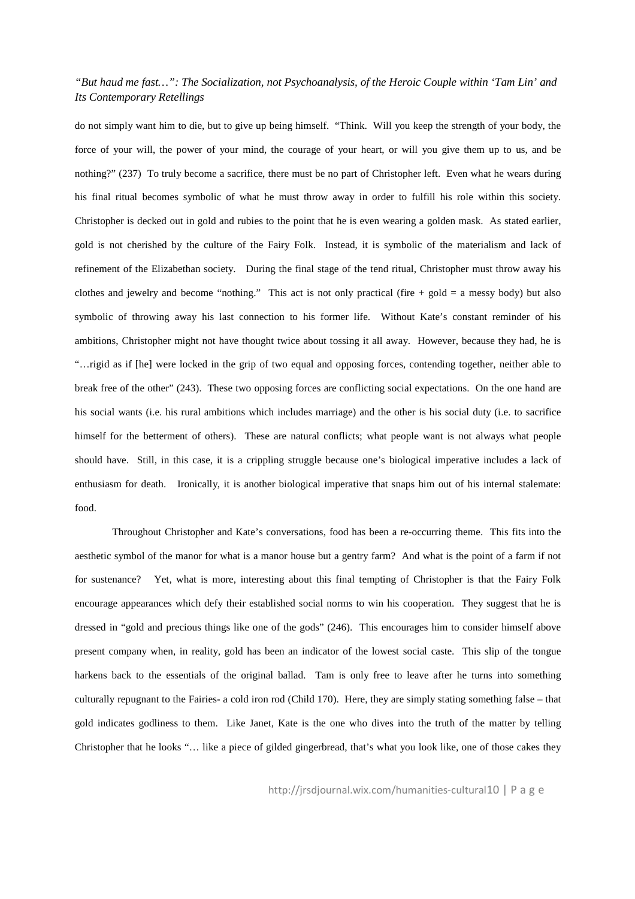do not simply want him to die, but to give up being himself. "Think. Will you keep the strength of your body, the force of your will, the power of your mind, the courage of your heart, or will you give them up to us, and be nothing?" (237) To truly become a sacrifice, there must be no part of Christopher left. Even what he wears during his final ritual becomes symbolic of what he must throw away in order to fulfill his role within this society. Christopher is decked out in gold and rubies to the point that he is even wearing a golden mask. As stated earlier, gold is not cherished by the culture of the Fairy Folk. Instead, it is symbolic of the materialism and lack of refinement of the Elizabethan society. During the final stage of the tend ritual, Christopher must throw away his clothes and jewelry and become "nothing." This act is not only practical (fire + gold = a messy body) but also symbolic of throwing away his last connection to his former life. Without Kate's constant reminder of his ambitions, Christopher might not have thought twice about tossing it all away. However, because they had, he is "…rigid as if [he] were locked in the grip of two equal and opposing forces, contending together, neither able to break free of the other" (243). These two opposing forces are conflicting social expectations. On the one hand are his social wants (i.e. his rural ambitions which includes marriage) and the other is his social duty (i.e. to sacrifice himself for the betterment of others). These are natural conflicts; what people want is not always what people should have. Still, in this case, it is a crippling struggle because one's biological imperative includes a lack of enthusiasm for death. Ironically, it is another biological imperative that snaps him out of his internal stalemate: food.

Throughout Christopher and Kate's conversations, food has been a re-occurring theme. This fits into the aesthetic symbol of the manor for what is a manor house but a gentry farm? And what is the point of a farm if not for sustenance? Yet, what is more, interesting about this final tempting of Christopher is that the Fairy Folk encourage appearances which defy their established social norms to win his cooperation. They suggest that he is dressed in "gold and precious things like one of the gods" (246). This encourages him to consider himself above present company when, in reality, gold has been an indicator of the lowest social caste. This slip of the tongue harkens back to the essentials of the original ballad. Tam is only free to leave after he turns into something culturally repugnant to the Fairies- a cold iron rod (Child 170). Here, they are simply stating something false – that gold indicates godliness to them. Like Janet, Kate is the one who dives into the truth of the matter by telling Christopher that he looks "… like a piece of gilded gingerbread, that's what you look like, one of those cakes they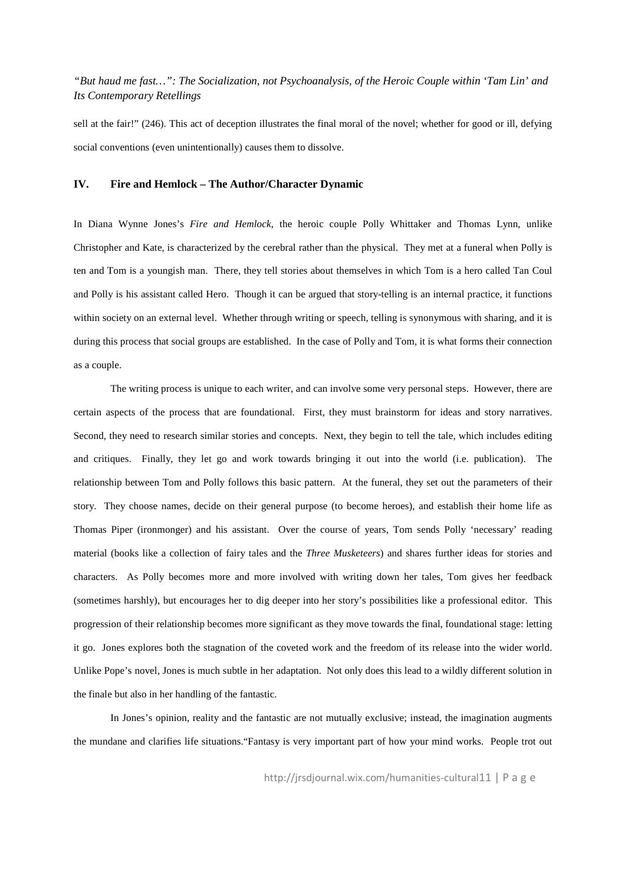sell at the fair!" (246). This act of deception illustrates the final moral of the novel; whether for good or ill, defying social conventions (even unintentionally) causes them to dissolve.

## IV. Fire and Hemlock – The Author/Character Dynamic

In Diana Wynne Jones's *Fire and Hemlock*, the heroic couple Polly Whittaker and Thomas Lynn, unlike Christopher and Kate, is characterized by the cerebral rather than the physical. They met at a funeral when Polly is ten and Tom is a youngish man. There, they tell stories about themselves in which Tom is a hero called Tan Coul and Polly is his assistant called Hero. Though it can be argued that story-telling is an internal practice, it functions within society on an external level. Whether through writing or speech, telling is synonymous with sharing, and it is during this process that social groups are established. In the case of Polly and Tom, it is what forms their connection as a couple.

The writing process is unique to each writer, and can involve some very personal steps. However, there are certain aspects of the process that are foundational. First, they must brainstorm for ideas and story narratives. Second, they need to research similar stories and concepts. Next, they begin to tell the tale, which includes editing and critiques. Finally, they let go and work towards bringing it out into the world (i.e. publication). The relationship between Tom and Polly follows this basic pattern. At the funeral, they set out the parameters of their story. They choose names, decide on their general purpose (to become heroes), and establish their home life as Thomas Piper (ironmonger) and his assistant. Over the course of years, Tom sends Polly 'necessary' reading material (books like a collection of fairy tales and the *Three Musketeers*) and shares further ideas for stories and characters. As Polly becomes more and more involved with writing down her tales, Tom gives her feedback (sometimes harshly), but encourages her to dig deeper into her story's possibilities like a professional editor. This progression of their relationship becomes more significant as they move towards the final, foundational stage: letting it go. Jones explores both the stagnation of the coveted work and the freedom of its release into the wider world. Unlike Pope's novel, Jones is much subtle in her adaptation. Not only does this lead to a wildly different solution in the finale but also in her handling of the fantastic.

In Jones's opinion, reality and the fantastic are not mutually exclusive; instead, the imagination augments the mundane and clarifies life situations."Fantasy is very important part of how your mind works. People trot out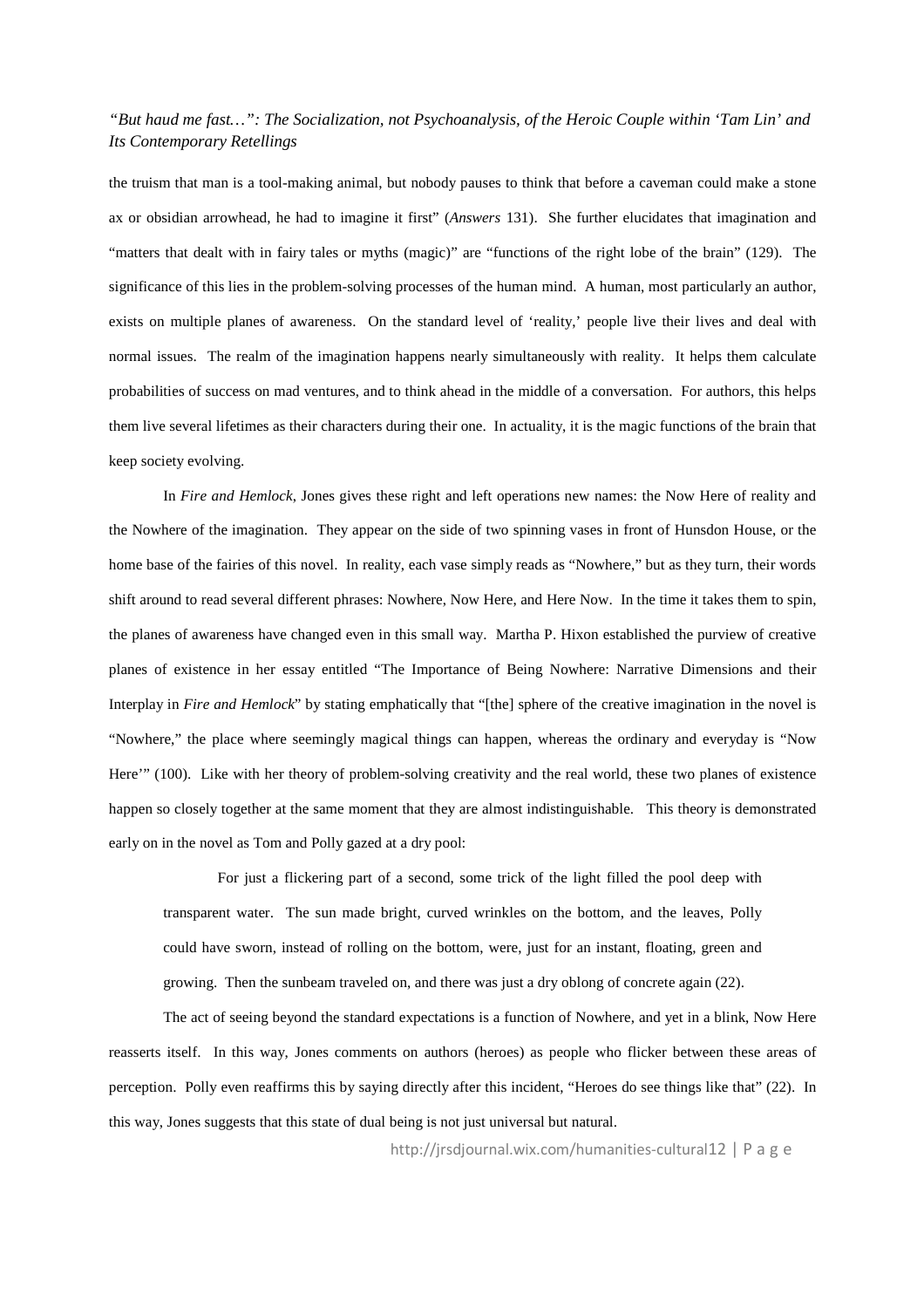the truism that man is a tool-making animal, but nobody pauses to think that before a caveman could make a stone ax or obsidian arrowhead, he had to imagine it first" (*Answers* 131). She further elucidates that imagination and "matters that dealt with in fairy tales or myths (magic)" are "functions of the right lobe of the brain" (129). The significance of this lies in the problem-solving processes of the human mind. A human, most particularly an author, exists on multiple planes of awareness. On the standard level of 'reality,' people live their lives and deal with normal issues. The realm of the imagination happens nearly simultaneously with reality. It helps them calculate probabilities of success on mad ventures, and to think ahead in the middle of a conversation. For authors, this helps them live several lifetimes as their characters during their one. In actuality, it is the magic functions of the brain that keep society evolving.

In *Fire and Hemlock*, Jones gives these right and left operations new names: the Now Here of reality and the Nowhere of the imagination. They appear on the side of two spinning vases in front of Hunsdon House, or the home base of the fairies of this novel. In reality, each vase simply reads as "Nowhere," but as they turn, their words shift around to read several different phrases: Nowhere, Now Here, and Here Now. In the time it takes them to spin, the planes of awareness have changed even in this small way. Martha P. Hixon established the purview of creative planes of existence in her essay entitled "The Importance of Being Nowhere: Narrative Dimensions and their Interplay in *Fire and Hemlock*" by stating emphatically that "[the] sphere of the creative imagination in the novel is "Nowhere," the place where seemingly magical things can happen, whereas the ordinary and everyday is "Now Here'" (100). Like with her theory of problem-solving creativity and the real world, these two planes of existence happen so closely together at the same moment that they are almost indistinguishable. This theory is demonstrated early on in the novel as Tom and Polly gazed at a dry pool:

> For just a flickering part of a second, some trick of the light filled the pool deep with transparent water. The sun made bright, curved wrinkles on the bottom, and the leaves, Polly could have sworn, instead of rolling on the bottom, were, just for an instant, floating, green and growing. Then the sunbeam traveled on, and there was just a dry oblong of concrete again (22).

The act of seeing beyond the standard expectations is a function of Nowhere, and yet in a blink, Now Here reasserts itself. In this way, Jones comments on authors (heroes) as people who flicker between these areas of perception. Polly even reaffirms this by saying directly after this incident, "Heroes do see things like that" (22). In this way, Jones suggests that this state of dual being is not just universal but natural.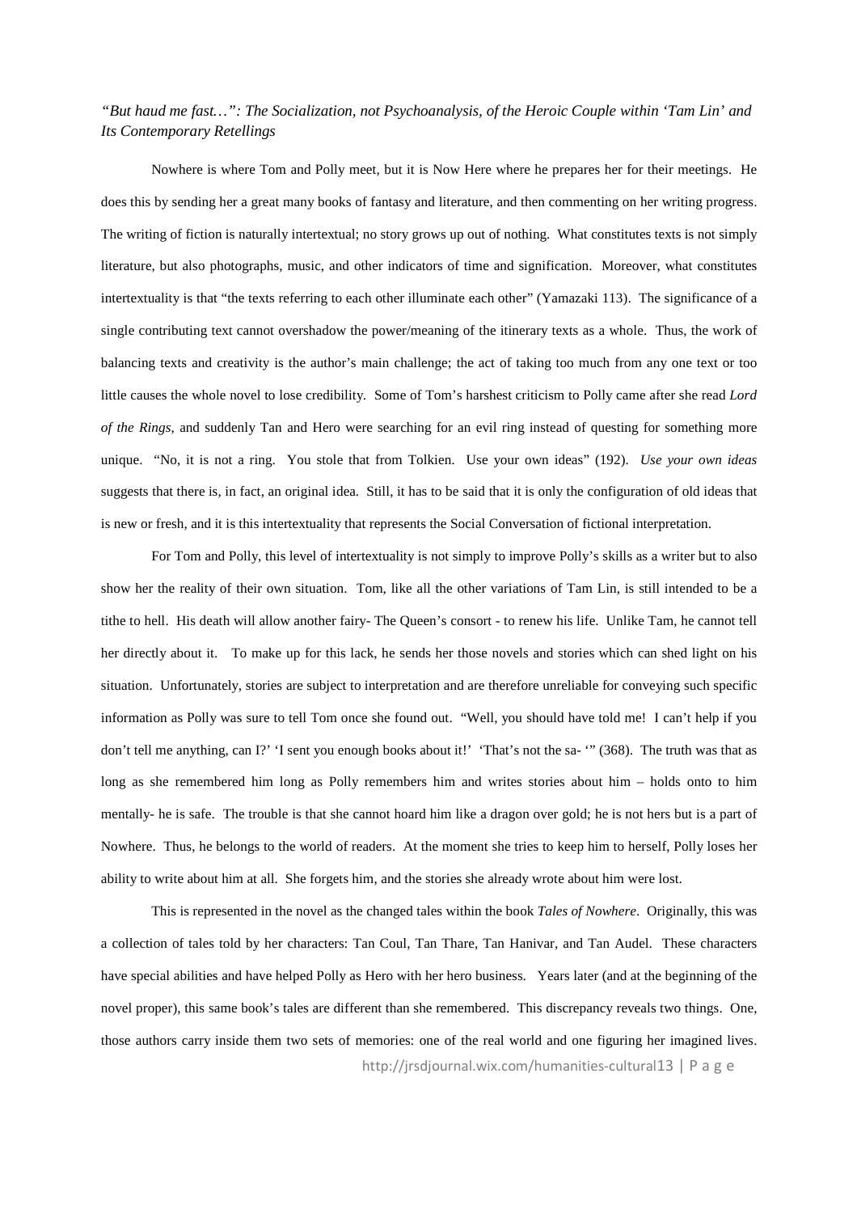*"But haud me fast…": The Socialization, not Psychoanalysis, of the Heroic Couple within 'Tam Lin' and Its Contemporary Retellings*

Nowhere is where Tom and Polly meet, but it is Now Here where he prepares her for their meetings. He does this by sending her a great many books of fantasy and literature, and then commenting on her writing progress. The writing of fiction is naturally intertextual; no story grows up out of nothing. What constitutes texts is not simply literature, but also photographs, music, and other indicators of time and signification. Moreover, what constitutes intertextuality is that "the texts referring to each other illuminate each other" (Yamazaki 113). The significance of a single contributing text cannot overshadow the power/meaning of the itinerary texts as a whole. Thus, the work of balancing texts and creativity is the author's main challenge; the act of taking too much from any one text or too little causes the whole novel to lose credibility. Some of Tom's harshest criticism to Polly came after she read *Lord of the Rings*, and suddenly Tan and Hero were searching for an evil ring instead of questing for something more unique. "No, it is not a ring. You stole that from Tolkien. Use your own ideas" (192). *Use your own ideas* suggests that there is, in fact, an original idea. Still, it has to be said that it is only the configuration of old ideas that is new or fresh, and it is this intertextuality that represents the Social Conversation of fictional interpretation.

For Tom and Polly, this level of intertextuality is not simply to improve Polly's skills as a writer but to also show her the reality of their own situation. Tom, like all the other variations of Tam Lin, is still intended to be a tithe to hell. His death will allow another fairy- The Queen's consort - to renew his life. Unlike Tam, he cannot tell her directly about it. To make up for this lack, he sends her those novels and stories which can shed light on his situation. Unfortunately, stories are subject to interpretation and are therefore unreliable for conveying such specific information as Polly was sure to tell Tom once she found out. "Well, you should have told me! I can't help if you don't tell me anything, can I?' 'I sent you enough books about it!' 'That's not the sa- '" (368). The truth was that as long as she remembered him long as Polly remembers him and writes stories about him – holds onto to him mentally- he is safe. The trouble is that she cannot hoard him like a dragon over gold; he is not hers but is a part of Nowhere. Thus, he belongs to the world of readers. At the moment she tries to keep him to herself, Polly loses her ability to write about him at all. She forgets him, and the stories she already wrote about him were lost.

This is represented in the novel as the changed tales within the book *Tales of Nowhere*. Originally, this was a collection of tales told by her characters: Tan Coul, Tan Thare, Tan Hanivar, and Tan Audel. These characters have special abilities and have helped Polly as Hero with her hero business. Years later (and at the beginning of the novel proper), this same book's tales are different than she remembered. This discrepancy reveals two things. One, those authors carry inside them two sets of memories: one of the real world and one figuring her imagined lives.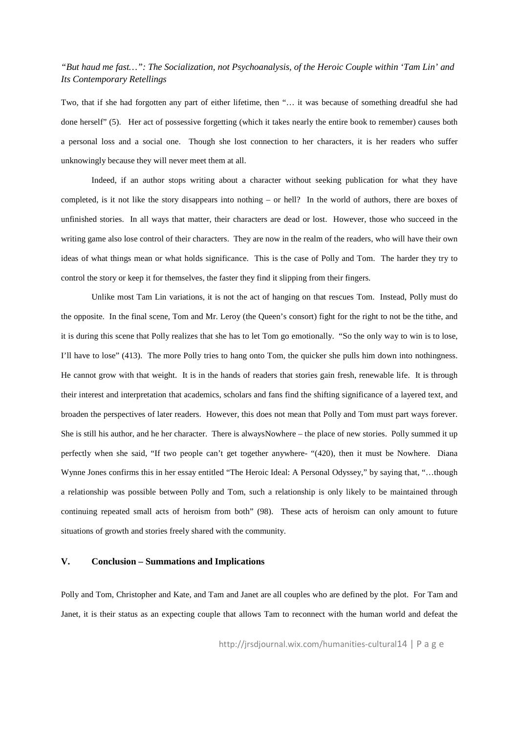Two, that if she had forgotten any part of either lifetime, then "… it was because of something dreadful she had done herself" (5). Her act of possessive forgetting (which it takes nearly the entire book to remember) causes both a personal loss and a social one. Though she lost connection to her characters, it is her readers who suffer unknowingly because they will never meet them at all.

Indeed, if an author stops writing about a character without seeking publication for what they have completed, is it not like the story disappears into nothing – or hell? In the world of authors, there are boxes of unfinished stories. In all ways that matter, their characters are dead or lost. However, those who succeed in the writing game also lose control of their characters. They are now in the realm of the readers, who will have their own ideas of what things mean or what holds significance. This is the case of Polly and Tom. The harder they try to control the story or keep it for themselves, the faster they find it slipping from their fingers.

Unlike most Tam Lin variations, it is not the act of hanging on that rescues Tom. Instead, Polly must do the opposite. In the final scene, Tom and Mr. Leroy (the Queen's consort) fight for the right to not be the tithe, and it is during this scene that Polly realizes that she has to let Tom go emotionally. "So the only way to win is to lose, I'll have to lose" (413). The more Polly tries to hang onto Tom, the quicker she pulls him down into nothingness. He cannot grow with that weight. It is in the hands of readers that stories gain fresh, renewable life. It is through their interest and interpretation that academics, scholars and fans find the shifting significance of a layered text, and broaden the perspectives of later readers. However, this does not mean that Polly and Tom must part ways forever. She is still his author, and he her character. There is alwaysNowhere – the place of new stories. Polly summed it up perfectly when she said, "If two people can't get together anywhere- "(420), then it must be Nowhere. Diana Wynne Jones confirms this in her essay entitled "The Heroic Ideal: A Personal Odyssey," by saying that, "…though a relationship was possible between Polly and Tom, such a relationship is only likely to be maintained through continuing repeated small acts of heroism from both" (98). These acts of heroism can only amount to future situations of growth and stories freely shared with the community.

## V. Conclusion – Summations and Implications

Polly and Tom, Christopher and Kate, and Tam and Janet are all couples who are defined by the plot. For Tam and Janet, it is their status as an expecting couple that allows Tam to reconnect with the human world and defeat the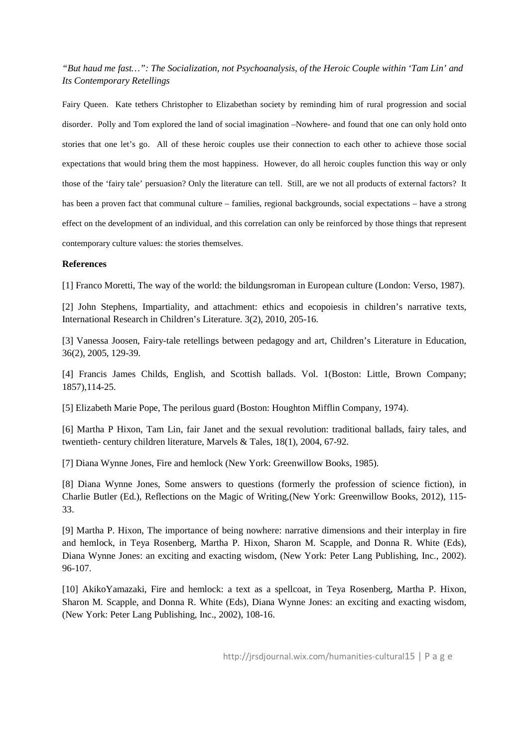Fairy Queen. Kate tethers Christopher to Elizabethan society by reminding him of rural progression and social disorder. Polly and Tom explored the land of social imagination –Nowhere- and found that one can only hold onto stories that one let's go. All of these heroic couples use their connection to each other to achieve those social expectations that would bring them the most happiness. However, do all heroic couples function this way or only those of the 'fairy tale' persuasion? Only the literature can tell. Still, are we not all products of external factors? It has been a proven fact that communal culture – families, regional backgrounds, social expectations – have a strong effect on the development of an individual, and this correlation can only be reinforced by those things that represent contemporary culture values: the stories themselves.

**References**

[1] Franco Moretti, The way of the world: the bildungsroman in European culture (London: Verso, 1987).

[2] John Stephens, Impartiality, and attachment: ethics and ecopoiesis in children's narrative texts, International Research in Children's Literature. 3(2), 2010, 205-16.

[3] Vanessa Joosen, Fairy-tale retellings between pedagogy and art, Children's Literature in Education, 36(2), 2005, 129-39.

[4] Francis James Childs, English, and Scottish ballads. Vol. 1(Boston: Little, Brown Company; 1857),114-25.

[5] Elizabeth Marie Pope, The perilous guard (Boston: Houghton Mifflin Company, 1974).

[6] Martha P Hixon, Tam Lin, fair Janet and the sexual revolution: traditional ballads, fairy tales, and twentieth- century children literature, Marvels & Tales, 18(1), 2004, 67-92.

[7] Diana Wynne Jones, Fire and hemlock (New York: Greenwillow Books, 1985).

[8] Diana Wynne Jones, Some answers to questions (formerly the profession of science fiction), in Charlie Butler (Ed.), Reflections on the Magic of Writing,(New York: Greenwillow Books, 2012), 115-33.

[9] Martha P. Hixon, The importance of being nowhere: narrative dimensions and their interplay in fire and hemlock, in Teya Rosenberg, Martha P. Hixon, Sharon M. Scapple, and Donna R. White (Eds), Diana Wynne Jones: an exciting and exacting wisdom, (New York: Peter Lang Publishing, Inc., 2002). 96-107.

[10] AkikoYamazaki, Fire and hemlock: a text as a spellcoat, in Teya Rosenberg, Martha P. Hixon, Sharon M. Scapple, and Donna R. White (Eds), Diana Wynne Jones: an exciting and exacting wisdom, (New York: Peter Lang Publishing, Inc., 2002), 108-16.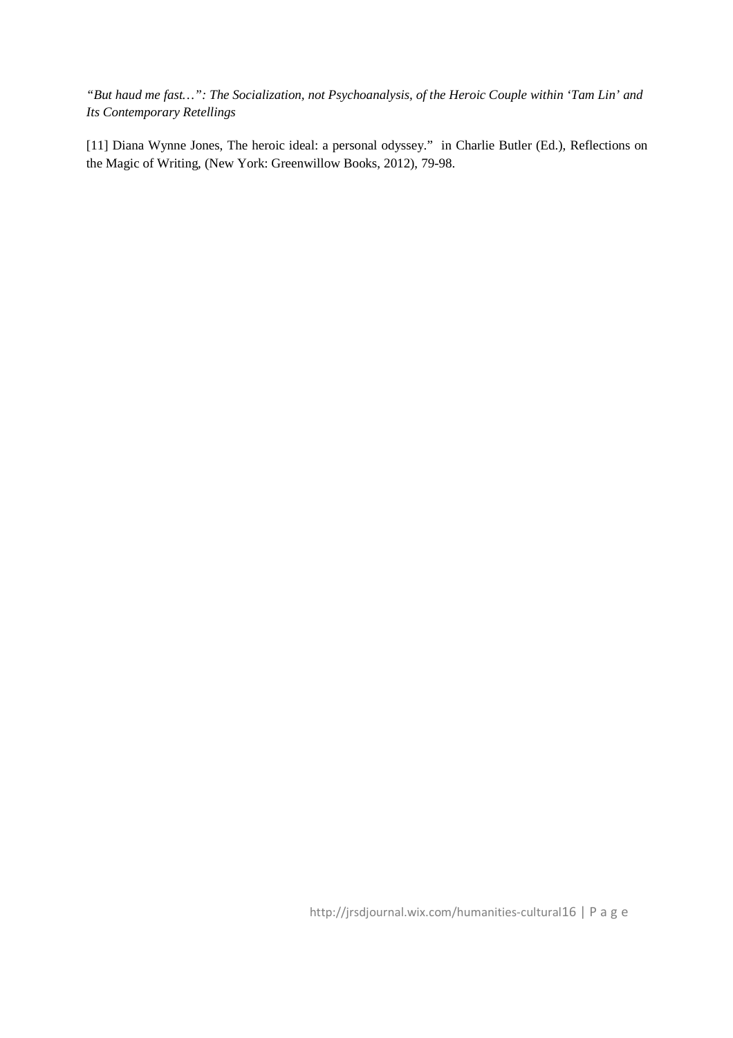[11] Diana Wynne Jones, The heroic ideal: a personal odyssey." in Charlie Butler (Ed.), Reflections on the Magic of Writing, (New York: Greenwillow Books, 2012), 79-98.